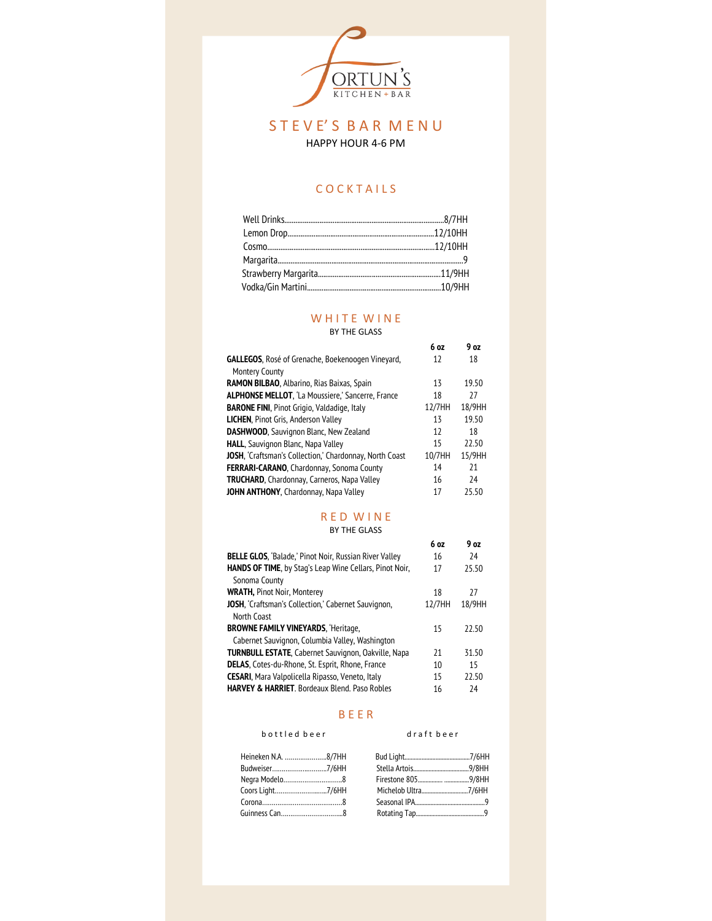FORTUN'S

KITCHEN + BAR

# STEVE'S BAR MENU

HAPPY HOUR 4-6 PM

## COCKTAILS

- Well Drinks....8/7HH
- Lemon Drop....12/10HH
- Cosmo....12/10HH
- Margarita....9
- Strawberry Margarita....11/9HH
- Vodka/Gin Martini....10/9HH

## WHITE WINE

BY THE GLASS

| | 6 oz | 9 oz |
|---|---|---|
| **GALLEGOS**, Rosé of Grenache, Boekenoogen Vineyard, Montery County | 12 | 18 |
| **RAMON BILBAO**, Albarino, Rias Baixas, Spain | 13 | 19.50 |
| **ALPHONSE MELLOT**, 'La Moussiere,' Sancerre, France | 18 | 27 |
| **BARONE FINI**, Pinot Grigio, Valdadige, Italy | 12/7HH | 18/9HH |
| **LICHEN**, Pinot Gris, Anderson Valley | 13 | 19.50 |
| **DASHWOOD**, Sauvignon Blanc, New Zealand | 12 | 18 |
| **HALL**, Sauvignon Blanc, Napa Valley | 15 | 22.50 |
| **JOSH**, 'Craftsman's Collection,' Chardonnay, North Coast | 10/7HH | 15/9HH |
| **FERRARI-CARANO**, Chardonnay, Sonoma County | 14 | 21 |
| **TRUCHARD**, Chardonnay, Carneros, Napa Valley | 16 | 24 |
| **JOHN ANTHONY**, Chardonnay, Napa Valley | 17 | 25.50 |

## RED WINE

BY THE GLASS

| | 6 oz | 9 oz |
|---|---|---|
| **BELLE GLOS**, 'Balade,' Pinot Noir, Russian River Valley | 16 | 24 |
| **HANDS OF TIME**, by Stag's Leap Wine Cellars, Pinot Noir, Sonoma County | 17 | 25.50 |
| **WRATH,** Pinot Noir, Monterey | 18 | 27 |
| **JOSH**, 'Craftsman's Collection,' Cabernet Sauvignon, North Coast | 12/7HH | 18/9HH |
| **BROWNE FAMILY VINEYARDS**, 'Heritage, Cabernet Sauvignon, Columbia Valley, Washington | 15 | 22.50 |
| **TURNBULL ESTATE**, Cabernet Sauvignon, Oakville, Napa | 21 | 31.50 |
| **DELAS**, Cotes-du-Rhone, St. Esprit, Rhone, France | 10 | 15 |
| **CESARI**, Mara Valpolicella Ripasso, Veneto, Italy | 15 | 22.50 |
| **HARVEY & HARRIET**. Bordeaux Blend. Paso Robles | 16 | 24 |

## BEER

### bottled beer

- Heineken N.A. ....8/7HH
- Budweiser....7/6HH
- Negra Modelo....8
- Coors Light....7/6HH
- Corona....8
- Guinness Can....8

### draft beer

- Bud Light....7/6HH
- Stella Artois....9/8HH
- Firestone 805....9/8HH
- Michelob Ultra....7/6HH
- Seasonal IPA....9
- Rotating Tap....9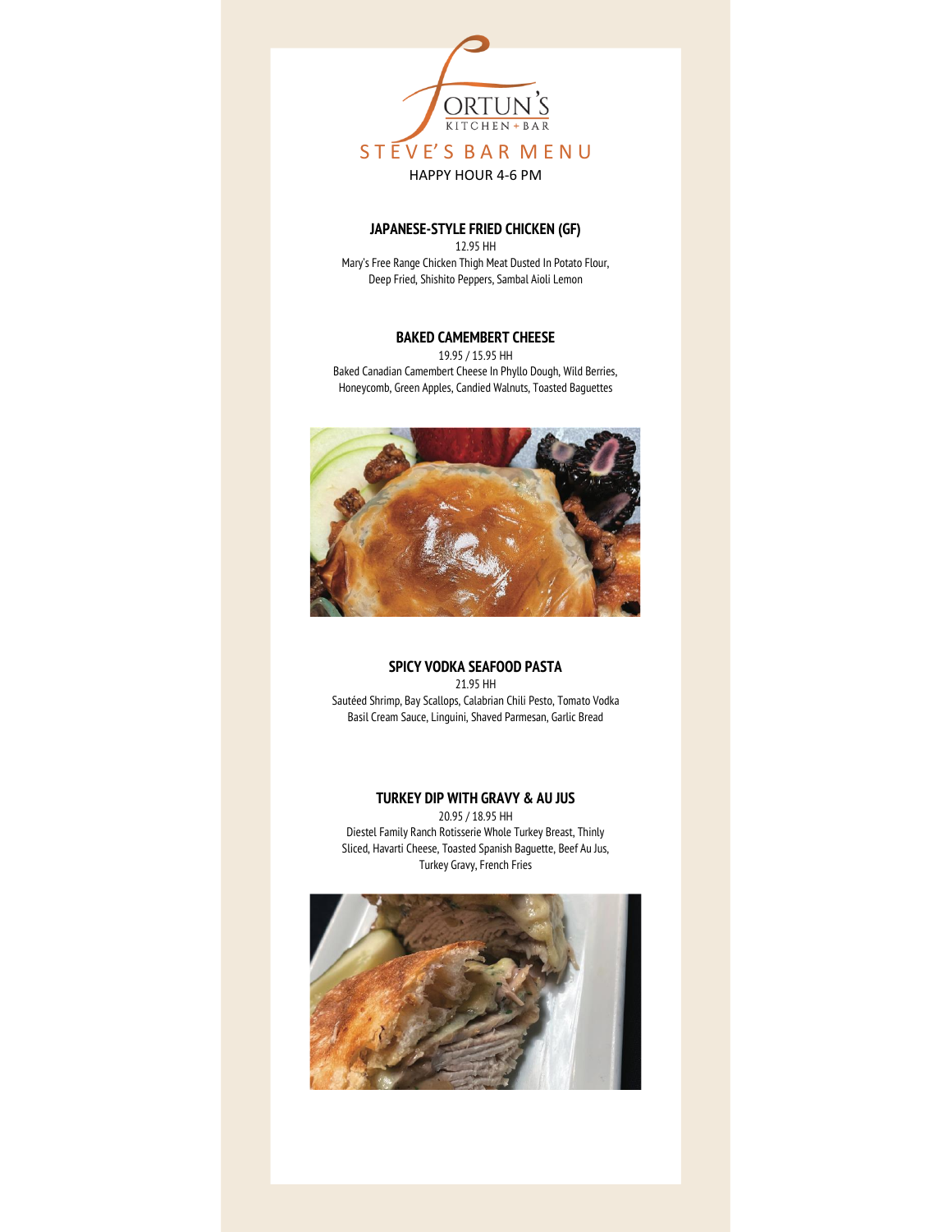# FORTUN'S

KITCHEN + BAR

## STEVE'S BAR MENU

HAPPY HOUR 4-6 PM

### JAPANESE-STYLE FRIED CHICKEN (GF)

12.95 HH

Mary's Free Range Chicken Thigh Meat Dusted In Potato Flour, Deep Fried, Shishito Peppers, Sambal Aioli Lemon

### BAKED CAMEMBERT CHEESE

19.95 / 15.95 HH

Baked Canadian Camembert Cheese In Phyllo Dough, Wild Berries, Honeycomb, Green Apples, Candied Walnuts, Toasted Baguettes

### SPICY VODKA SEAFOOD PASTA

21.95 HH

Sautéed Shrimp, Bay Scallops, Calabrian Chili Pesto, Tomato Vodka Basil Cream Sauce, Linguini, Shaved Parmesan, Garlic Bread

### TURKEY DIP WITH GRAVY & AU JUS

20.95 / 18.95 HH

Diestel Family Ranch Rotisserie Whole Turkey Breast, Thinly Sliced, Havarti Cheese, Toasted Spanish Baguette, Beef Au Jus, Turkey Gravy, French Fries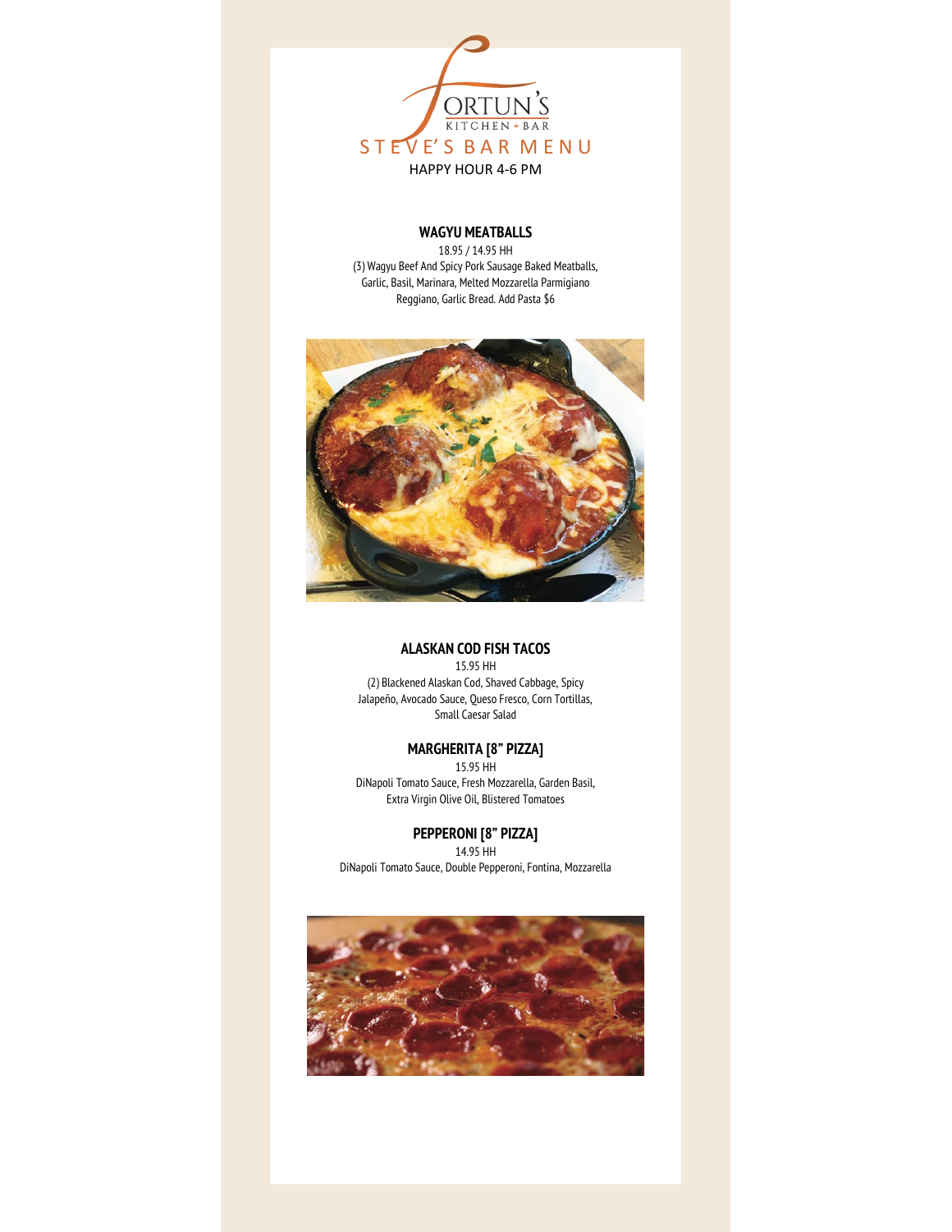# FORTUN'S

KITCHEN + BAR

## STEVE'S BAR MENU

HAPPY HOUR 4-6 PM

### WAGYU MEATBALLS

18.95 / 14.95 HH

(3) Wagyu Beef And Spicy Pork Sausage Baked Meatballs, Garlic, Basil, Marinara, Melted Mozzarella Parmigiano Reggiano, Garlic Bread. Add Pasta $6

### ALASKAN COD FISH TACOS

15.95 HH

(2) Blackened Alaskan Cod, Shaved Cabbage, Spicy Jalapeño, Avocado Sauce, Queso Fresco, Corn Tortillas, Small Caesar Salad

### MARGHERITA [8" PIZZA]

15.95 HH

DiNapoli Tomato Sauce, Fresh Mozzarella, Garden Basil, Extra Virgin Olive Oil, Blistered Tomatoes

### PEPPERONI [8" PIZZA]

14.95 HH

DiNapoli Tomato Sauce, Double Pepperoni, Fontina, Mozzarella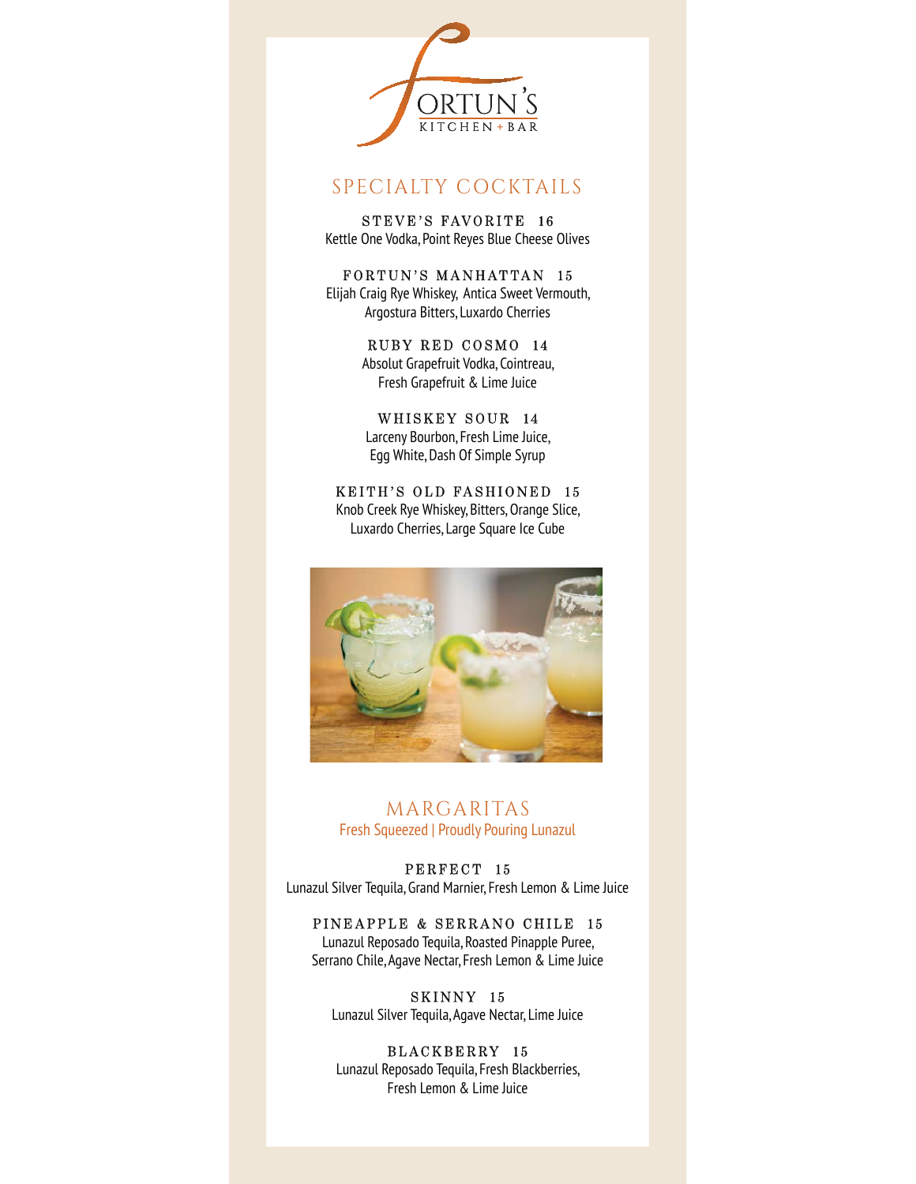# FORTUN'S
KITCHEN + BAR

## SPECIALTY COCKTAILS

**STEVE'S FAVORITE 16**
Kettle One Vodka, Point Reyes Blue Cheese Olives

**FORTUN'S MANHATTAN 15**
Elijah Craig Rye Whiskey, Antica Sweet Vermouth, Argostura Bitters, Luxardo Cherries

**RUBY RED COSMO 14**
Absolut Grapefruit Vodka, Cointreau, Fresh Grapefruit & Lime Juice

**WHISKEY SOUR 14**
Larceny Bourbon, Fresh Lime Juice, Egg White, Dash Of Simple Syrup

**KEITH'S OLD FASHIONED 15**
Knob Creek Rye Whiskey, Bitters, Orange Slice, Luxardo Cherries, Large Square Ice Cube

## MARGARITAS

Fresh Squeezed | Proudly Pouring Lunazul

**PERFECT 15**
Lunazul Silver Tequila, Grand Marnier, Fresh Lemon & Lime Juice

**PINEAPPLE & SERRANO CHILE 15**
Lunazul Reposado Tequila, Roasted Pinapple Puree, Serrano Chile, Agave Nectar, Fresh Lemon & Lime Juice

**SKINNY 15**
Lunazul Silver Tequila, Agave Nectar, Lime Juice

**BLACKBERRY 15**
Lunazul Reposado Tequila, Fresh Blackberries, Fresh Lemon & Lime Juice